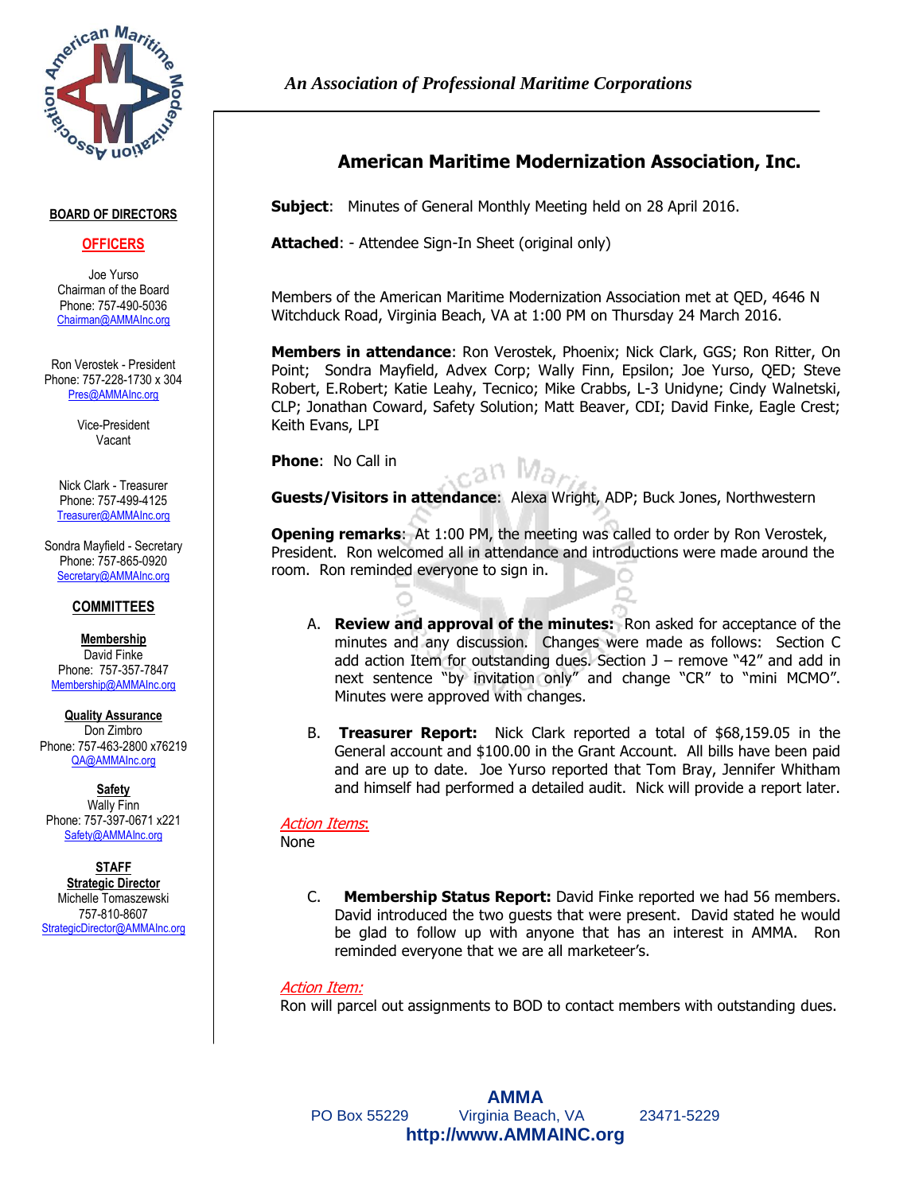*An Association of Professional Maritime Corporations*

**BOARD OF DIRECTORS**

**OFFICERS**

Joe Yurso
Chairman of the Board
Phone: 757-490-5036
Chairman@AMMAInc.org

Ron Verostek - President
Phone: 757-228-1730 x 304
Pres@AMMAInc.org

Vice-President
Vacant

Nick Clark - Treasurer
Phone: 757-499-4125
Treasurer@AMMAInc.org

Sondra Mayfield - Secretary
Phone: 757-865-0920
Secretary@AMMAInc.org

**COMMITTEES**

**Membership**
David Finke
Phone: 757-357-7847
Membership@AMMAInc.org

**Quality Assurance**
Don Zimbro
Phone: 757-463-2800 x76219
QA@AMMAInc.org

**Safety**
Wally Finn
Phone: 757-397-0671 x221
Safety@AMMAInc.org

**STAFF**
**Strategic Director**
Michelle Tomaszewski
757-810-8607
StrategicDirector@AMMAInc.org

# American Maritime Modernization Association, Inc.

**Subject**: Minutes of General Monthly Meeting held on 28 April 2016.

**Attached**: - Attendee Sign-In Sheet (original only)

Members of the American Maritime Modernization Association met at QED, 4646 N Witchduck Road, Virginia Beach, VA at 1:00 PM on Thursday 24 March 2016.

**Members in attendance**: Ron Verostek, Phoenix; Nick Clark, GGS; Ron Ritter, On Point; Sondra Mayfield, Advex Corp; Wally Finn, Epsilon; Joe Yurso, QED; Steve Robert, E.Robert; Katie Leahy, Tecnico; Mike Crabbs, L-3 Unidyne; Cindy Walnetski, CLP; Jonathan Coward, Safety Solution; Matt Beaver, CDI; David Finke, Eagle Crest; Keith Evans, LPI

**Phone**: No Call in

**Guests/Visitors in attendance**: Alexa Wright, ADP; Buck Jones, Northwestern

**Opening remarks**: At 1:00 PM, the meeting was called to order by Ron Verostek, President. Ron welcomed all in attendance and introductions were made around the room. Ron reminded everyone to sign in.

A. **Review and approval of the minutes:** Ron asked for acceptance of the minutes and any discussion. Changes were made as follows: Section C add action Item for outstanding dues. Section J – remove "42" and add in next sentence "by invitation only" and change "CR" to "mini MCMO". Minutes were approved with changes.

B. **Treasurer Report:** Nick Clark reported a total of $68,159.05 in the General account and $100.00 in the Grant Account. All bills have been paid and are up to date. Joe Yurso reported that Tom Bray, Jennifer Whitham and himself had performed a detailed audit. Nick will provide a report later.

*Action Items:*
None

C. **Membership Status Report:** David Finke reported we had 56 members. David introduced the two guests that were present. David stated he would be glad to follow up with anyone that has an interest in AMMA. Ron reminded everyone that we are all marketeer's.

*Action Item:*
Ron will parcel out assignments to BOD to contact members with outstanding dues.

**AMMA**
PO Box 55229 Virginia Beach, VA 23471-5229
**http://www.AMMAINC.org**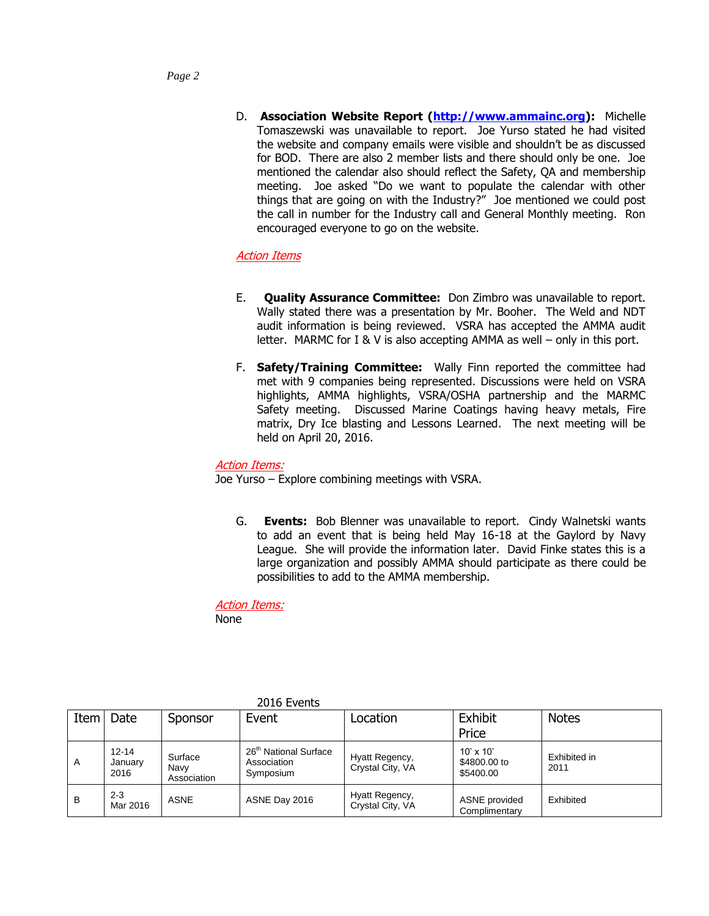D. **Association Website Report ([http://www.ammainc.org](http://www.ammainc.org)):** Michelle Tomaszewski was unavailable to report. Joe Yurso stated he had visited the website and company emails were visible and shouldn't be as discussed for BOD. There are also 2 member lists and there should only be one. Joe mentioned the calendar also should reflect the Safety, QA and membership meeting. Joe asked "Do we want to populate the calendar with other things that are going on with the Industry?" Joe mentioned we could post the call in number for the Industry call and General Monthly meeting. Ron encouraged everyone to go on the website.

*Action Items*

E. **Quality Assurance Committee:** Don Zimbro was unavailable to report. Wally stated there was a presentation by Mr. Booher. The Weld and NDT audit information is being reviewed. VSRA has accepted the AMMA audit letter. MARMC for I & V is also accepting AMMA as well – only in this port.

F. **Safety/Training Committee:** Wally Finn reported the committee had met with 9 companies being represented. Discussions were held on VSRA highlights, AMMA highlights, VSRA/OSHA partnership and the MARMC Safety meeting. Discussed Marine Coatings having heavy metals, Fire matrix, Dry Ice blasting and Lessons Learned. The next meeting will be held on April 20, 2016.

*Action Items:*

Joe Yurso – Explore combining meetings with VSRA.

G. **Events:** Bob Blenner was unavailable to report. Cindy Walnetski wants to add an event that is being held May 16-18 at the Gaylord by Navy League. She will provide the information later. David Finke states this is a large organization and possibly AMMA should participate as there could be possibilities to add to the AMMA membership.

*Action Items:*

None

2016 Events

| Item | Date | Sponsor | Event | Location | Exhibit Price | Notes |
|---|---|---|---|---|---|---|
| A | 12-14 January 2016 | Surface Navy Association | 26th National Surface Association Symposium | Hyatt Regency, Crystal City, VA | 10' x 10' $4800.00 to $5400.00 | Exhibited in 2011 |
| B | 2-3 Mar 2016 | ASNE | ASNE Day 2016 | Hyatt Regency, Crystal City, VA | ASNE provided Complimentary | Exhibited |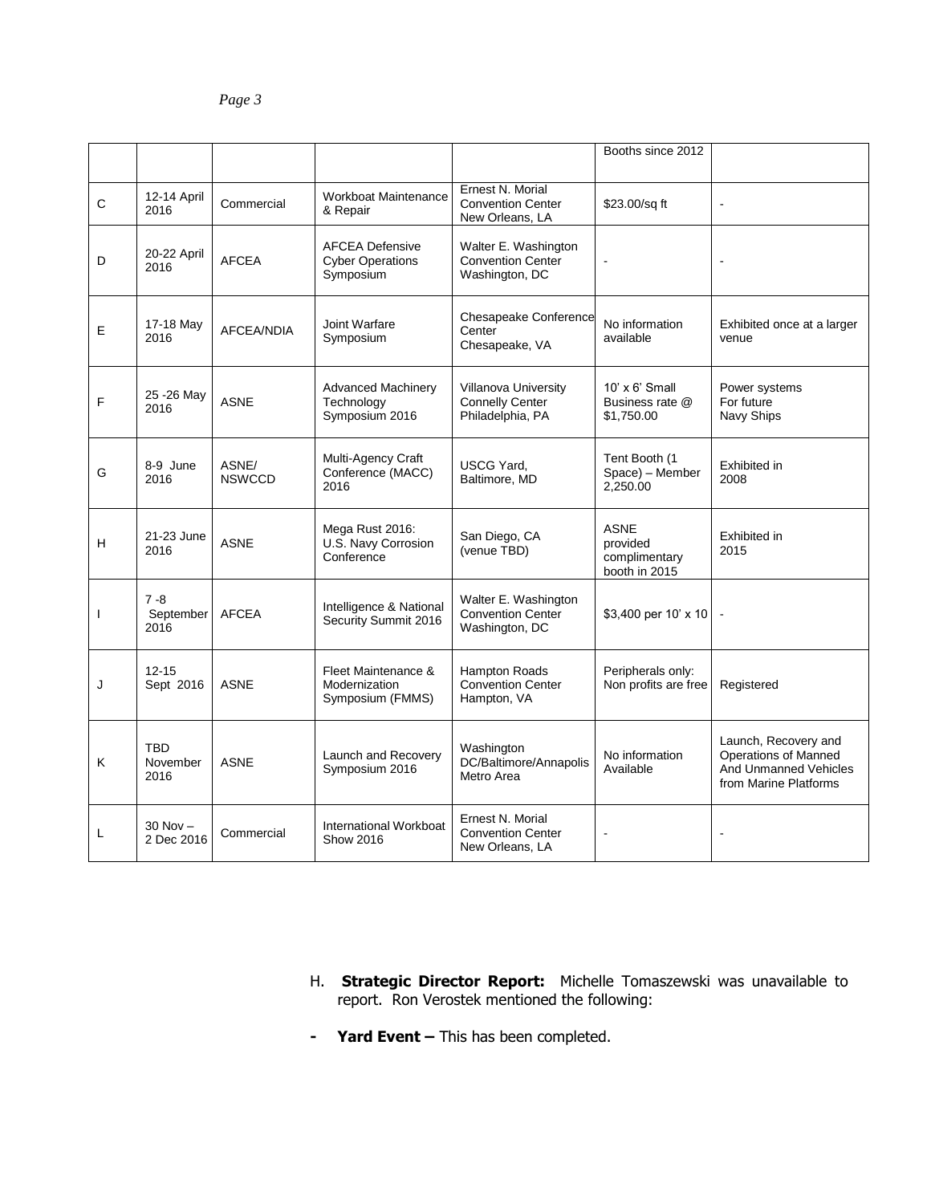|  |  |  |  |  | Booths since 2012 |  |
|---|---|---|---|---|---|---|
| C | 12-14 April 2016 | Commercial | Workboat Maintenance & Repair | Ernest N. Morial Convention Center New Orleans, LA | $23.00/sq ft | - |
| D | 20-22 April 2016 | AFCEA | AFCEA Defensive Cyber Operations Symposium | Walter E. Washington Convention Center Washington, DC | - | - |
| E | 17-18 May 2016 | AFCEA/NDIA | Joint Warfare Symposium | Chesapeake Conference Center Chesapeake, VA | No information available | Exhibited once at a larger venue |
| F | 25 -26 May 2016 | ASNE | Advanced Machinery Technology Symposium 2016 | Villanova University Connelly Center Philadelphia, PA | 10' x 6' Small Business rate @ $1,750.00 | Power systems For future Navy Ships |
| G | 8-9 June 2016 | ASNE/ NSWCCD | Multi-Agency Craft Conference (MACC) 2016 | USCG Yard, Baltimore, MD | Tent Booth (1 Space) – Member 2,250.00 | Exhibited in 2008 |
| H | 21-23 June 2016 | ASNE | Mega Rust 2016: U.S. Navy Corrosion Conference | San Diego, CA (venue TBD) | ASNE provided complimentary booth in 2015 | Exhibited in 2015 |
| I | 7 -8 September 2016 | AFCEA | Intelligence & National Security Summit 2016 | Walter E. Washington Convention Center Washington, DC | $3,400 per 10' x 10 | - |
| J | 12-15 Sept 2016 | ASNE | Fleet Maintenance & Modernization Symposium (FMMS) | Hampton Roads Convention Center Hampton, VA | Peripherals only: Non profits are free | Registered |
| K | TBD November 2016 | ASNE | Launch and Recovery Symposium 2016 | Washington DC/Baltimore/Annapolis Metro Area | No information Available | Launch, Recovery and Operations of Manned And Unmanned Vehicles from Marine Platforms |
| L | 30 Nov – 2 Dec 2016 | Commercial | International Workboat Show 2016 | Ernest N. Morial Convention Center New Orleans, LA | - | - |

H. **Strategic Director Report:** Michelle Tomaszewski was unavailable to report. Ron Verostek mentioned the following:

- **Yard Event –** This has been completed.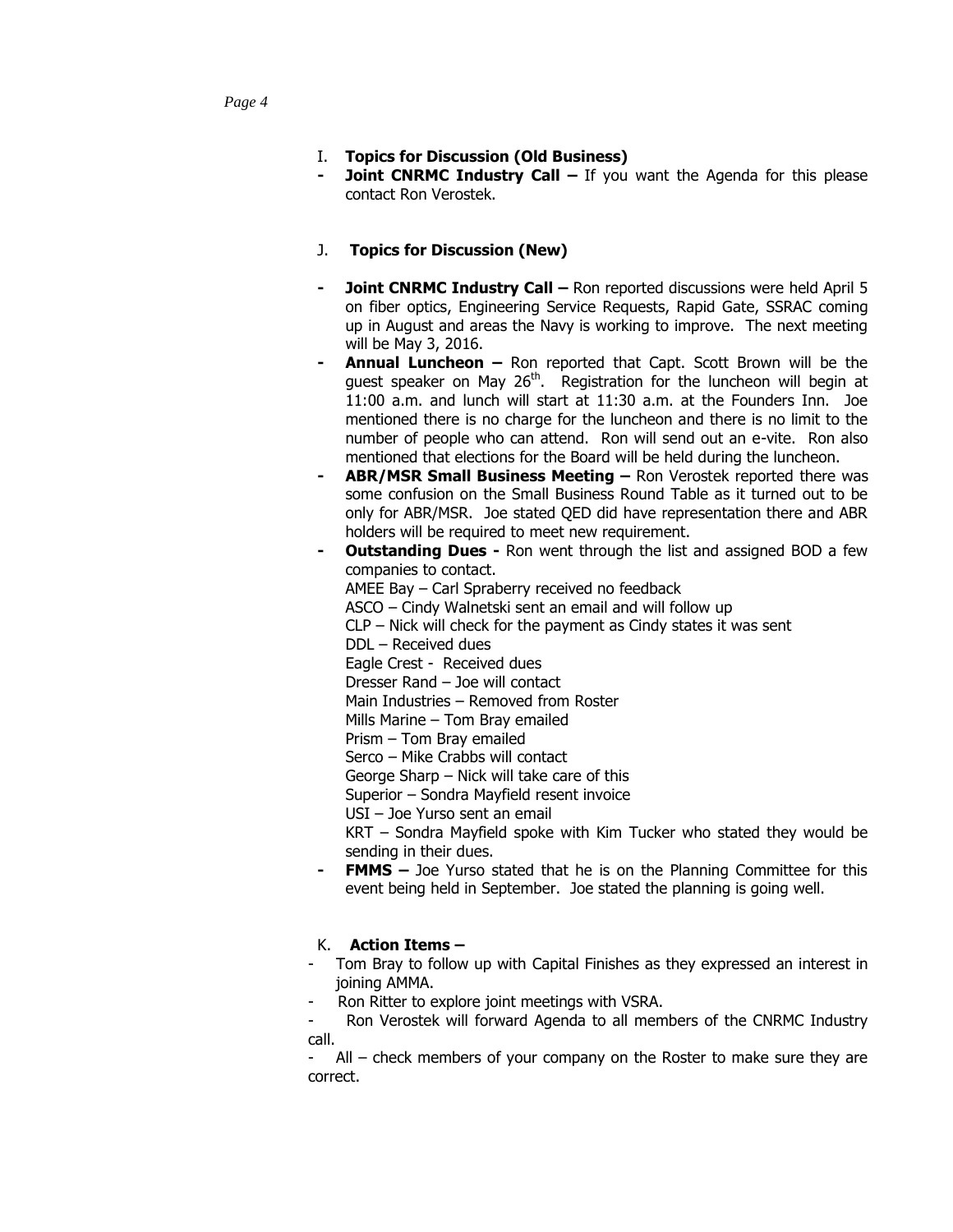I. **Topics for Discussion (Old Business)**

- **Joint CNRMC Industry Call –** If you want the Agenda for this please contact Ron Verostek.

J. **Topics for Discussion (New)**

- **Joint CNRMC Industry Call –** Ron reported discussions were held April 5 on fiber optics, Engineering Service Requests, Rapid Gate, SSRAC coming up in August and areas the Navy is working to improve. The next meeting will be May 3, 2016.
- **Annual Luncheon –** Ron reported that Capt. Scott Brown will be the guest speaker on May 26th. Registration for the luncheon will begin at 11:00 a.m. and lunch will start at 11:30 a.m. at the Founders Inn. Joe mentioned there is no charge for the luncheon and there is no limit to the number of people who can attend. Ron will send out an e-vite. Ron also mentioned that elections for the Board will be held during the luncheon.
- **ABR/MSR Small Business Meeting –** Ron Verostek reported there was some confusion on the Small Business Round Table as it turned out to be only for ABR/MSR. Joe stated QED did have representation there and ABR holders will be required to meet new requirement.
- **Outstanding Dues -** Ron went through the list and assigned BOD a few companies to contact.
  AMEE Bay – Carl Spraberry received no feedback
  ASCO – Cindy Walnetski sent an email and will follow up
  CLP – Nick will check for the payment as Cindy states it was sent
  DDL – Received dues
  Eagle Crest - Received dues
  Dresser Rand – Joe will contact
  Main Industries – Removed from Roster
  Mills Marine – Tom Bray emailed
  Prism – Tom Bray emailed
  Serco – Mike Crabbs will contact
  George Sharp – Nick will take care of this
  Superior – Sondra Mayfield resent invoice
  USI – Joe Yurso sent an email
  KRT – Sondra Mayfield spoke with Kim Tucker who stated they would be sending in their dues.
- **FMMS –** Joe Yurso stated that he is on the Planning Committee for this event being held in September. Joe stated the planning is going well.

K. **Action Items –**

- Tom Bray to follow up with Capital Finishes as they expressed an interest in joining AMMA.
- Ron Ritter to explore joint meetings with VSRA.
- Ron Verostek will forward Agenda to all members of the CNRMC Industry call.
- All – check members of your company on the Roster to make sure they are correct.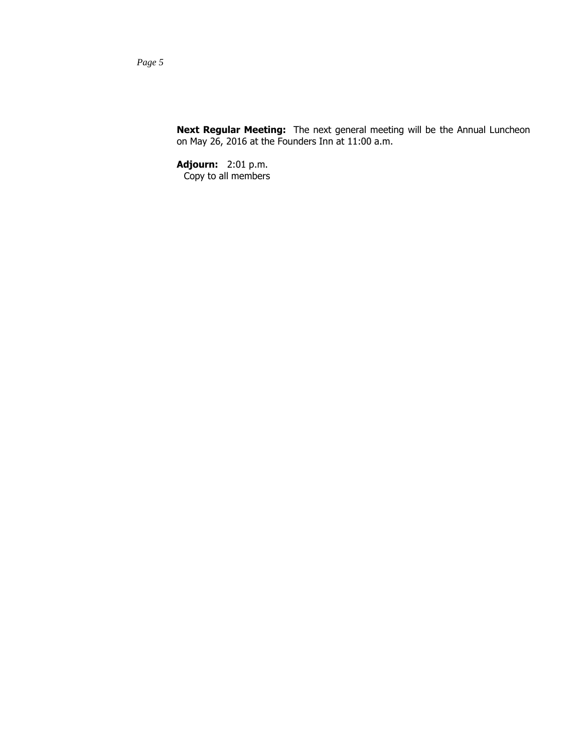**Next Regular Meeting:** The next general meeting will be the Annual Luncheon on May 26, 2016 at the Founders Inn at 11:00 a.m.

**Adjourn:** 2:01 p.m.
Copy to all members